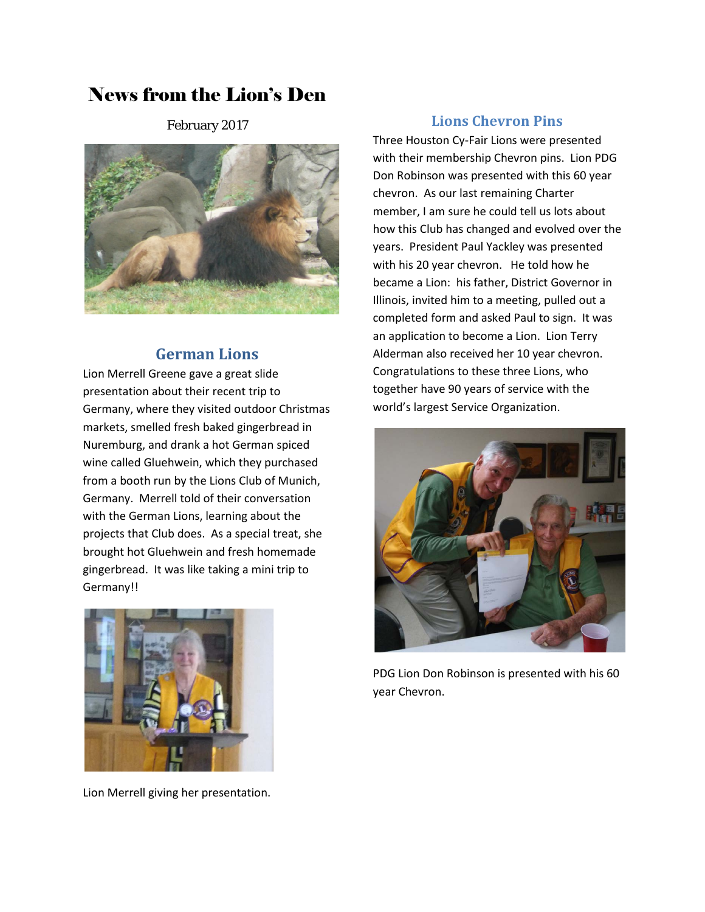# News from the Lion's Den

February 2017

## German Lions

Lion Merrell Greene gave a great slide presentation about their recent trip to Germany, where they visited outdoor Christmas markets, smelled fresh baked gingerbread in Nuremburg, and drank a hot German spiced wine called Gluehwein, which they purchased from a booth run by the Lions Club of Munich, Germany. Merrell told of their conversation with the German Lions, learning about the projects that Club does. As a special treat, she brought hot Gluehwein and fresh homemade gingerbread. It was like taking a mini trip to Germany!!

Lion Merrell giving her presentation.

## Lions Chevron Pins

Three Houston Cy-Fair Lions were presented with their membership Chevron pins. Lion PDG Don Robinson was presented with this 60 year chevron. As our last remaining Charter member, I am sure he could tell us lots about how this Club has changed and evolved over the years. President Paul Yackley was presented with his 20 year chevron. He told how he became a Lion: his father, District Governor in Illinois, invited him to a meeting, pulled out a completed form and asked Paul to sign. It was an application to become a Lion. Lion Terry Alderman also received her 10 year chevron. Congratulations to these three Lions, who together have 90 years of service with the world's largest Service Organization.

PDG Lion Don Robinson is presented with his 60 year Chevron.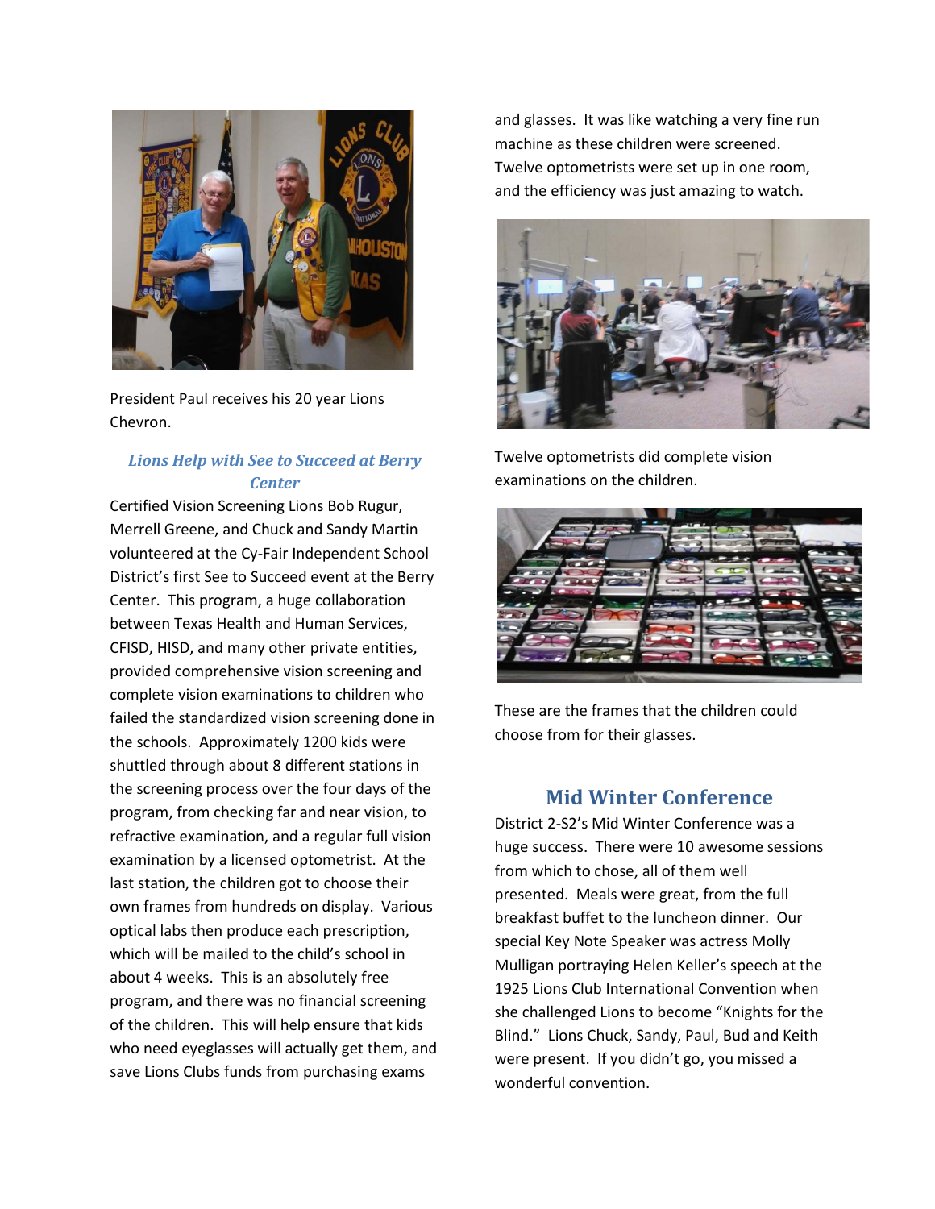President Paul receives his 20 year Lions Chevron.

### *Lions Help with See to Succeed at Berry Center*

Certified Vision Screening Lions Bob Rugur, Merrell Greene, and Chuck and Sandy Martin volunteered at the Cy-Fair Independent School District's first See to Succeed event at the Berry Center. This program, a huge collaboration between Texas Health and Human Services, CFISD, HISD, and many other private entities, provided comprehensive vision screening and complete vision examinations to children who failed the standardized vision screening done in the schools. Approximately 1200 kids were shuttled through about 8 different stations in the screening process over the four days of the program, from checking far and near vision, to refractive examination, and a regular full vision examination by a licensed optometrist. At the last station, the children got to choose their own frames from hundreds on display. Various optical labs then produce each prescription, which will be mailed to the child's school in about 4 weeks. This is an absolutely free program, and there was no financial screening of the children. This will help ensure that kids who need eyeglasses will actually get them, and save Lions Clubs funds from purchasing exams and glasses. It was like watching a very fine run machine as these children were screened. Twelve optometrists were set up in one room, and the efficiency was just amazing to watch.

Twelve optometrists did complete vision examinations on the children.

These are the frames that the children could choose from for their glasses.

## Mid Winter Conference

District 2-S2's Mid Winter Conference was a huge success. There were 10 awesome sessions from which to chose, all of them well presented. Meals were great, from the full breakfast buffet to the luncheon dinner. Our special Key Note Speaker was actress Molly Mulligan portraying Helen Keller's speech at the 1925 Lions Club International Convention when she challenged Lions to become "Knights for the Blind." Lions Chuck, Sandy, Paul, Bud and Keith were present. If you didn't go, you missed a wonderful convention.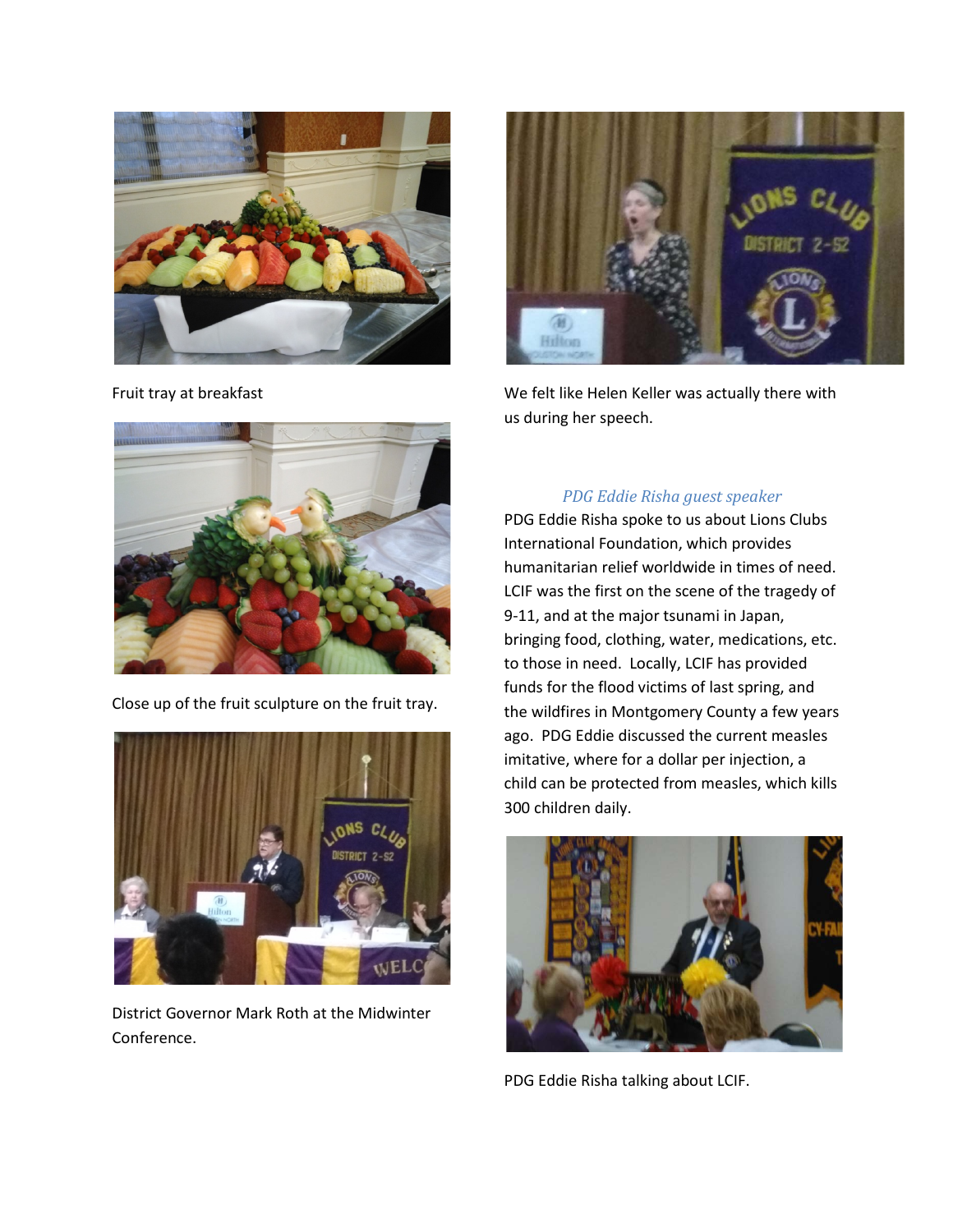Fruit tray at breakfast

Close up of the fruit sculpture on the fruit tray.

District Governor Mark Roth at the Midwinter Conference.

We felt like Helen Keller was actually there with us during her speech.

### *PDG Eddie Risha guest speaker*

PDG Eddie Risha spoke to us about Lions Clubs International Foundation, which provides humanitarian relief worldwide in times of need. LCIF was the first on the scene of the tragedy of 9-11, and at the major tsunami in Japan, bringing food, clothing, water, medications, etc. to those in need. Locally, LCIF has provided funds for the flood victims of last spring, and the wildfires in Montgomery County a few years ago. PDG Eddie discussed the current measles imitative, where for a dollar per injection, a child can be protected from measles, which kills 300 children daily.

PDG Eddie Risha talking about LCIF.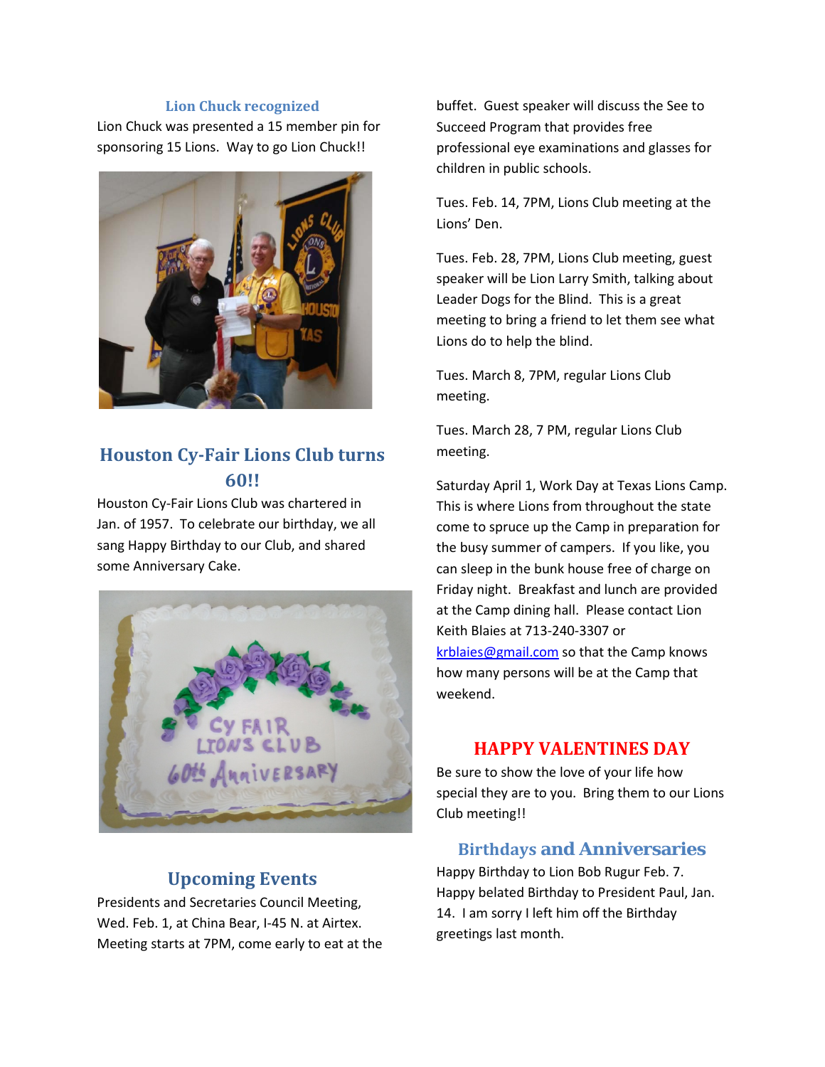### Lion Chuck recognized

Lion Chuck was presented a 15 member pin for sponsoring 15 Lions. Way to go Lion Chuck!!

## Houston Cy-Fair Lions Club turns 60!!

Houston Cy-Fair Lions Club was chartered in Jan. of 1957. To celebrate our birthday, we all sang Happy Birthday to our Club, and shared some Anniversary Cake.

## Upcoming Events

Presidents and Secretaries Council Meeting, Wed. Feb. 1, at China Bear, I-45 N. at Airtex. Meeting starts at 7PM, come early to eat at the buffet. Guest speaker will discuss the See to Succeed Program that provides free professional eye examinations and glasses for children in public schools.

Tues. Feb. 14, 7PM, Lions Club meeting at the Lions' Den.

Tues. Feb. 28, 7PM, Lions Club meeting, guest speaker will be Lion Larry Smith, talking about Leader Dogs for the Blind. This is a great meeting to bring a friend to let them see what Lions do to help the blind.

Tues. March 8, 7PM, regular Lions Club meeting.

Tues. March 28, 7 PM, regular Lions Club meeting.

Saturday April 1, Work Day at Texas Lions Camp. This is where Lions from throughout the state come to spruce up the Camp in preparation for the busy summer of campers. If you like, you can sleep in the bunk house free of charge on Friday night. Breakfast and lunch are provided at the Camp dining hall. Please contact Lion Keith Blaies at 713-240-3307 or krblaies@gmail.com so that the Camp knows how many persons will be at the Camp that weekend.

## HAPPY VALENTINES DAY

Be sure to show the love of your life how special they are to you. Bring them to our Lions Club meeting!!

### Birthdays and Anniversaries

Happy Birthday to Lion Bob Rugur Feb. 7.
Happy belated Birthday to President Paul, Jan. 14. I am sorry I left him off the Birthday greetings last month.